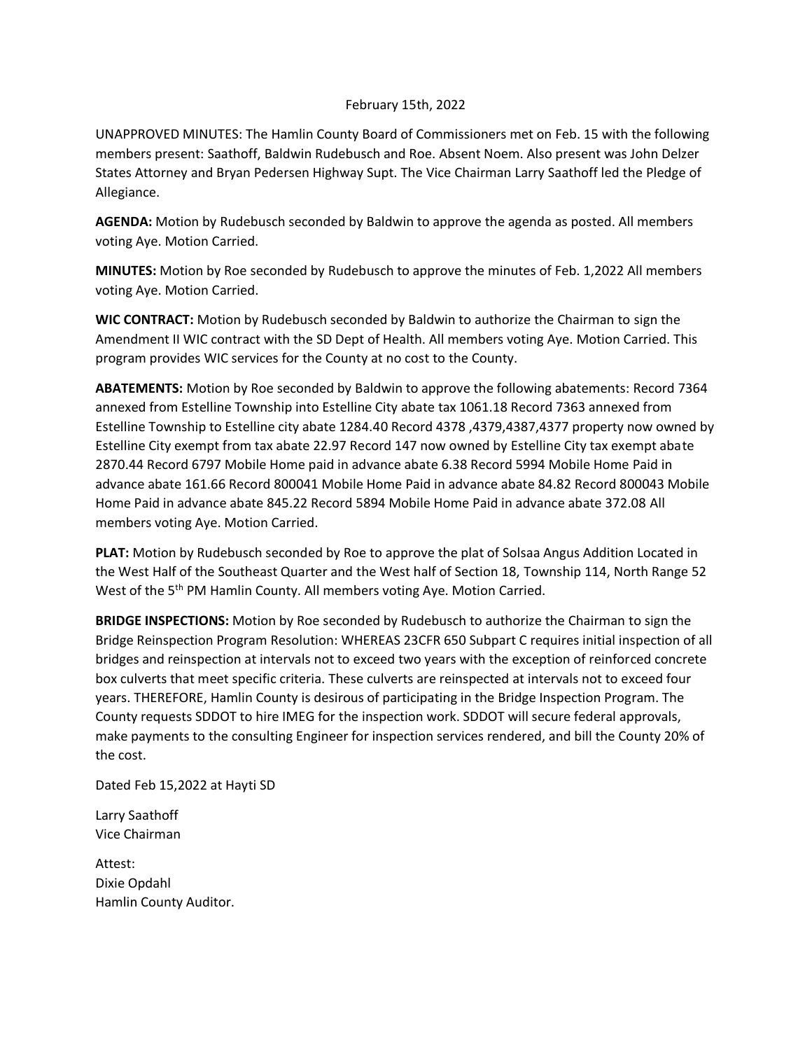February 15th, 2022

UNAPPROVED MINUTES: The Hamlin County Board of Commissioners met on Feb. 15 with the following members present: Saathoff, Baldwin Rudebusch and Roe. Absent Noem. Also present was John Delzer States Attorney and Bryan Pedersen Highway Supt. The Vice Chairman Larry Saathoff led the Pledge of Allegiance.

**AGENDA:** Motion by Rudebusch seconded by Baldwin to approve the agenda as posted. All members voting Aye. Motion Carried.

**MINUTES:** Motion by Roe seconded by Rudebusch to approve the minutes of Feb. 1,2022 All members voting Aye. Motion Carried.

**WIC CONTRACT:** Motion by Rudebusch seconded by Baldwin to authorize the Chairman to sign the Amendment II WIC contract with the SD Dept of Health. All members voting Aye. Motion Carried. This program provides WIC services for the County at no cost to the County.

**ABATEMENTS:** Motion by Roe seconded by Baldwin to approve the following abatements: Record 7364 annexed from Estelline Township into Estelline City abate tax 1061.18 Record 7363 annexed from Estelline Township to Estelline city abate 1284.40 Record 4378 ,4379,4387,4377 property now owned by Estelline City exempt from tax abate 22.97 Record 147 now owned by Estelline City tax exempt abate 2870.44 Record 6797 Mobile Home paid in advance abate 6.38 Record 5994 Mobile Home Paid in advance abate 161.66 Record 800041 Mobile Home Paid in advance abate 84.82 Record 800043 Mobile Home Paid in advance abate 845.22 Record 5894 Mobile Home Paid in advance abate 372.08 All members voting Aye. Motion Carried.

**PLAT:** Motion by Rudebusch seconded by Roe to approve the plat of Solsaa Angus Addition Located in the West Half of the Southeast Quarter and the West half of Section 18, Township 114, North Range 52 West of the 5th PM Hamlin County. All members voting Aye. Motion Carried.

**BRIDGE INSPECTIONS:** Motion by Roe seconded by Rudebusch to authorize the Chairman to sign the Bridge Reinspection Program Resolution: WHEREAS 23CFR 650 Subpart C requires initial inspection of all bridges and reinspection at intervals not to exceed two years with the exception of reinforced concrete box culverts that meet specific criteria. These culverts are reinspected at intervals not to exceed four years. THEREFORE, Hamlin County is desirous of participating in the Bridge Inspection Program. The County requests SDDOT to hire IMEG for the inspection work. SDDOT will secure federal approvals, make payments to the consulting Engineer for inspection services rendered, and bill the County 20% of the cost.

Dated Feb 15,2022 at Hayti SD

Larry Saathoff
Vice Chairman

Attest:
Dixie Opdahl
Hamlin County Auditor.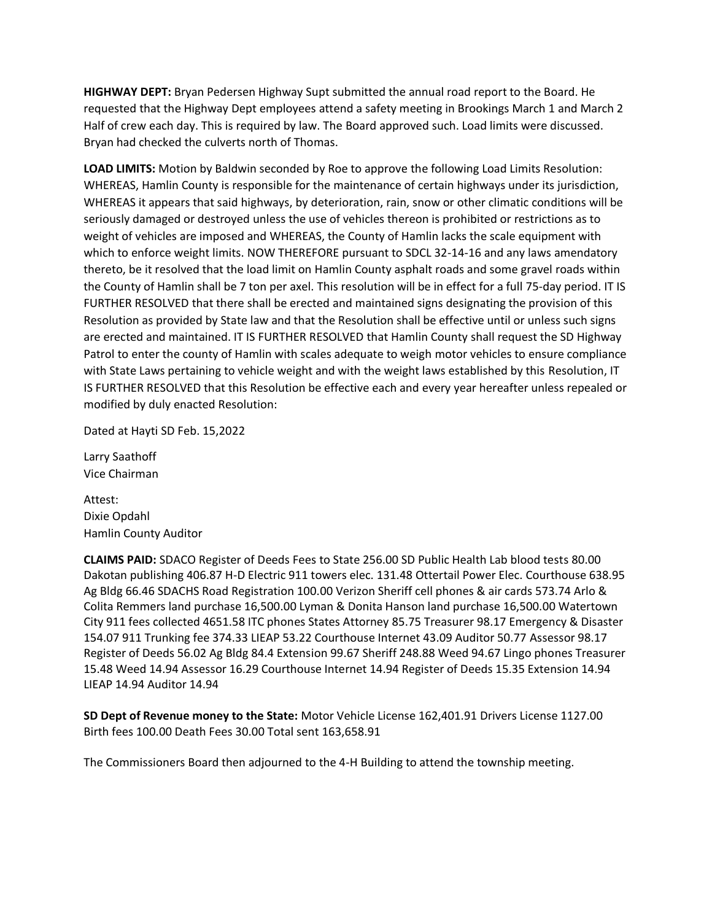**HIGHWAY DEPT:** Bryan Pedersen Highway Supt submitted the annual road report to the Board. He requested that the Highway Dept employees attend a safety meeting in Brookings March 1 and March 2 Half of crew each day. This is required by law. The Board approved such. Load limits were discussed. Bryan had checked the culverts north of Thomas.

**LOAD LIMITS:** Motion by Baldwin seconded by Roe to approve the following Load Limits Resolution: WHEREAS, Hamlin County is responsible for the maintenance of certain highways under its jurisdiction, WHEREAS it appears that said highways, by deterioration, rain, snow or other climatic conditions will be seriously damaged or destroyed unless the use of vehicles thereon is prohibited or restrictions as to weight of vehicles are imposed and WHEREAS, the County of Hamlin lacks the scale equipment with which to enforce weight limits. NOW THEREFORE pursuant to SDCL 32-14-16 and any laws amendatory thereto, be it resolved that the load limit on Hamlin County asphalt roads and some gravel roads within the County of Hamlin shall be 7 ton per axel. This resolution will be in effect for a full 75-day period. IT IS FURTHER RESOLVED that there shall be erected and maintained signs designating the provision of this Resolution as provided by State law and that the Resolution shall be effective until or unless such signs are erected and maintained. IT IS FURTHER RESOLVED that Hamlin County shall request the SD Highway Patrol to enter the county of Hamlin with scales adequate to weigh motor vehicles to ensure compliance with State Laws pertaining to vehicle weight and with the weight laws established by this Resolution, IT IS FURTHER RESOLVED that this Resolution be effective each and every year hereafter unless repealed or modified by duly enacted Resolution:

Dated at Hayti SD Feb. 15,2022

Larry Saathoff
Vice Chairman

Attest:
Dixie Opdahl
Hamlin County Auditor

**CLAIMS PAID:** SDACO Register of Deeds Fees to State 256.00 SD Public Health Lab blood tests 80.00 Dakotan publishing 406.87 H-D Electric 911 towers elec. 131.48 Ottertail Power Elec. Courthouse 638.95 Ag Bldg 66.46 SDACHS Road Registration 100.00 Verizon Sheriff cell phones & air cards 573.74 Arlo & Colita Remmers land purchase 16,500.00 Lyman & Donita Hanson land purchase 16,500.00 Watertown City 911 fees collected 4651.58 ITC phones States Attorney 85.75 Treasurer 98.17 Emergency & Disaster 154.07 911 Trunking fee 374.33 LIEAP 53.22 Courthouse Internet 43.09 Auditor 50.77 Assessor 98.17 Register of Deeds 56.02 Ag Bldg 84.4 Extension 99.67 Sheriff 248.88 Weed 94.67 Lingo phones Treasurer 15.48 Weed 14.94 Assessor 16.29 Courthouse Internet 14.94 Register of Deeds 15.35 Extension 14.94 LIEAP 14.94 Auditor 14.94

**SD Dept of Revenue money to the State:** Motor Vehicle License 162,401.91 Drivers License 1127.00 Birth fees 100.00 Death Fees 30.00 Total sent 163,658.91

The Commissioners Board then adjourned to the 4-H Building to attend the township meeting.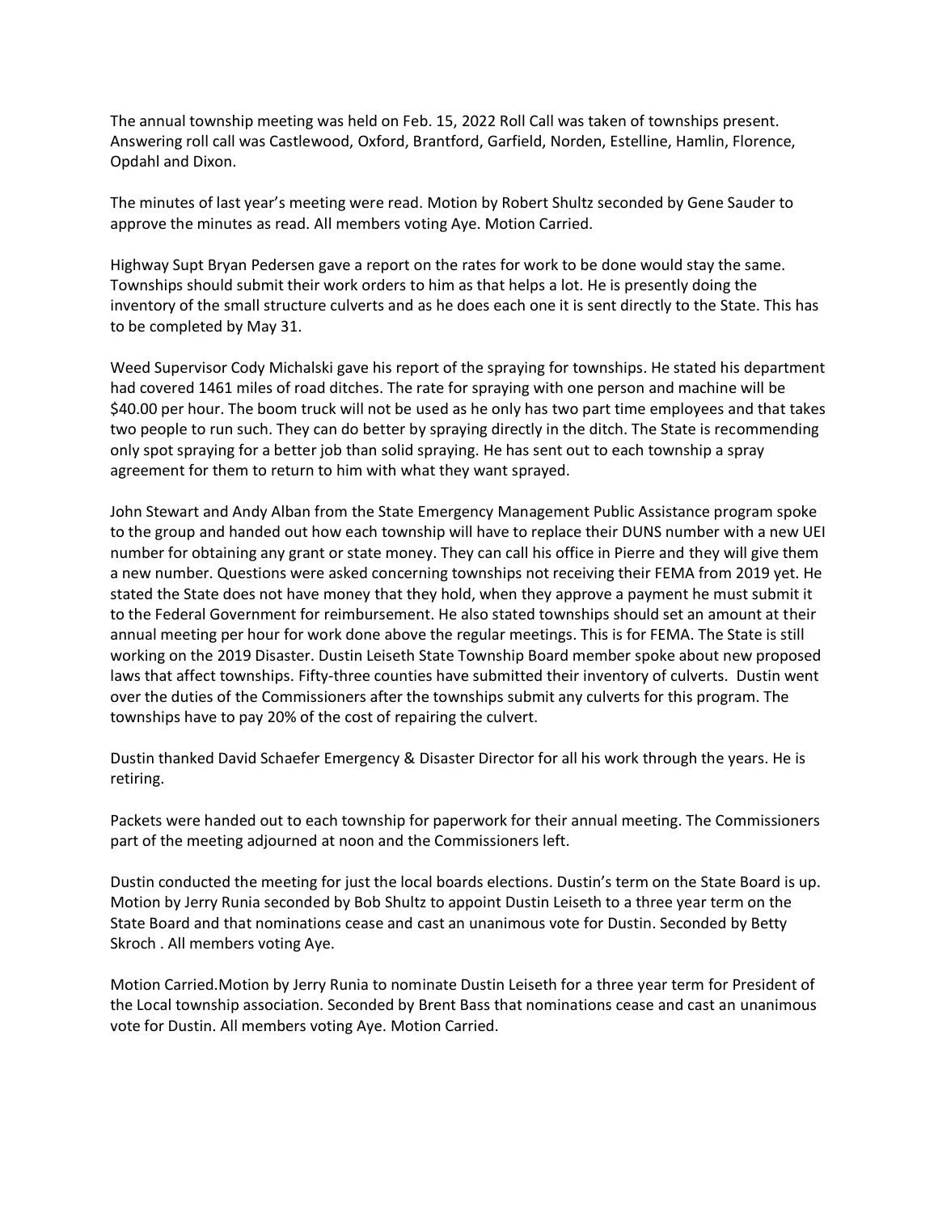The annual township meeting was held on Feb. 15, 2022 Roll Call was taken of townships present. Answering roll call was Castlewood, Oxford, Brantford, Garfield, Norden, Estelline, Hamlin, Florence, Opdahl and Dixon.

The minutes of last year's meeting were read. Motion by Robert Shultz seconded by Gene Sauder to approve the minutes as read. All members voting Aye. Motion Carried.

Highway Supt Bryan Pedersen gave a report on the rates for work to be done would stay the same. Townships should submit their work orders to him as that helps a lot. He is presently doing the inventory of the small structure culverts and as he does each one it is sent directly to the State. This has to be completed by May 31.

Weed Supervisor Cody Michalski gave his report of the spraying for townships. He stated his department had covered 1461 miles of road ditches. The rate for spraying with one person and machine will be $40.00 per hour. The boom truck will not be used as he only has two part time employees and that takes two people to run such. They can do better by spraying directly in the ditch. The State is recommending only spot spraying for a better job than solid spraying. He has sent out to each township a spray agreement for them to return to him with what they want sprayed.

John Stewart and Andy Alban from the State Emergency Management Public Assistance program spoke to the group and handed out how each township will have to replace their DUNS number with a new UEI number for obtaining any grant or state money. They can call his office in Pierre and they will give them a new number. Questions were asked concerning townships not receiving their FEMA from 2019 yet. He stated the State does not have money that they hold, when they approve a payment he must submit it to the Federal Government for reimbursement. He also stated townships should set an amount at their annual meeting per hour for work done above the regular meetings. This is for FEMA. The State is still working on the 2019 Disaster. Dustin Leiseth State Township Board member spoke about new proposed laws that affect townships. Fifty-three counties have submitted their inventory of culverts. Dustin went over the duties of the Commissioners after the townships submit any culverts for this program. The townships have to pay 20% of the cost of repairing the culvert.

Dustin thanked David Schaefer Emergency & Disaster Director for all his work through the years. He is retiring.

Packets were handed out to each township for paperwork for their annual meeting. The Commissioners part of the meeting adjourned at noon and the Commissioners left.

Dustin conducted the meeting for just the local boards elections. Dustin's term on the State Board is up. Motion by Jerry Runia seconded by Bob Shultz to appoint Dustin Leiseth to a three year term on the State Board and that nominations cease and cast an unanimous vote for Dustin. Seconded by Betty Skroch . All members voting Aye.

Motion Carried.Motion by Jerry Runia to nominate Dustin Leiseth for a three year term for President of the Local township association. Seconded by Brent Bass that nominations cease and cast an unanimous vote for Dustin. All members voting Aye. Motion Carried.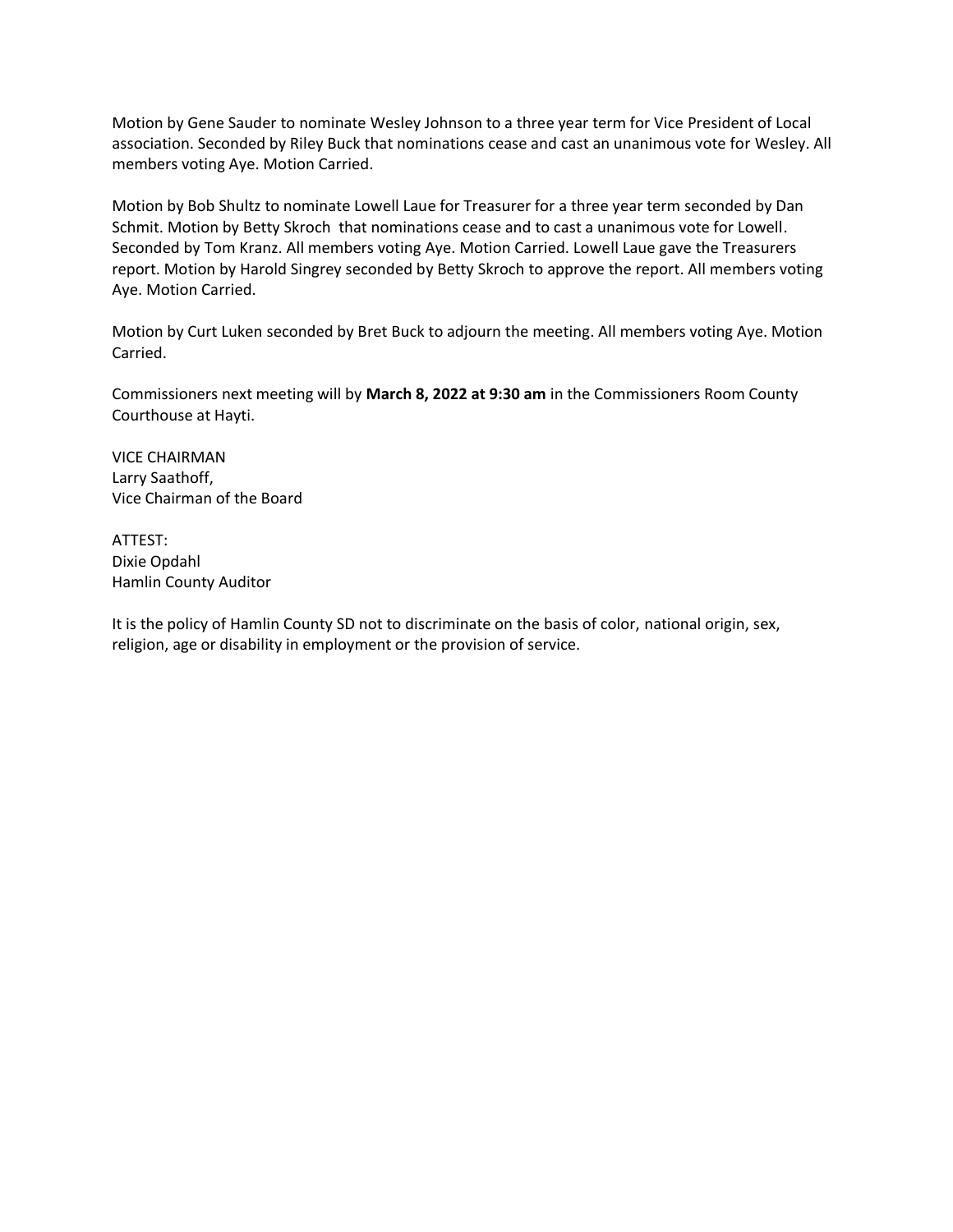Motion by Gene Sauder to nominate Wesley Johnson to a three year term for Vice President of Local association. Seconded by Riley Buck that nominations cease and cast an unanimous vote for Wesley. All members voting Aye. Motion Carried.

Motion by Bob Shultz to nominate Lowell Laue for Treasurer for a three year term seconded by Dan Schmit. Motion by Betty Skroch that nominations cease and to cast a unanimous vote for Lowell. Seconded by Tom Kranz. All members voting Aye. Motion Carried. Lowell Laue gave the Treasurers report. Motion by Harold Singrey seconded by Betty Skroch to approve the report. All members voting Aye. Motion Carried.

Motion by Curt Luken seconded by Bret Buck to adjourn the meeting. All members voting Aye. Motion Carried.

Commissioners next meeting will by **March 8, 2022 at 9:30 am** in the Commissioners Room County Courthouse at Hayti.

VICE CHAIRMAN
Larry Saathoff,
Vice Chairman of the Board

ATTEST:
Dixie Opdahl
Hamlin County Auditor

It is the policy of Hamlin County SD not to discriminate on the basis of color, national origin, sex, religion, age or disability in employment or the provision of service.